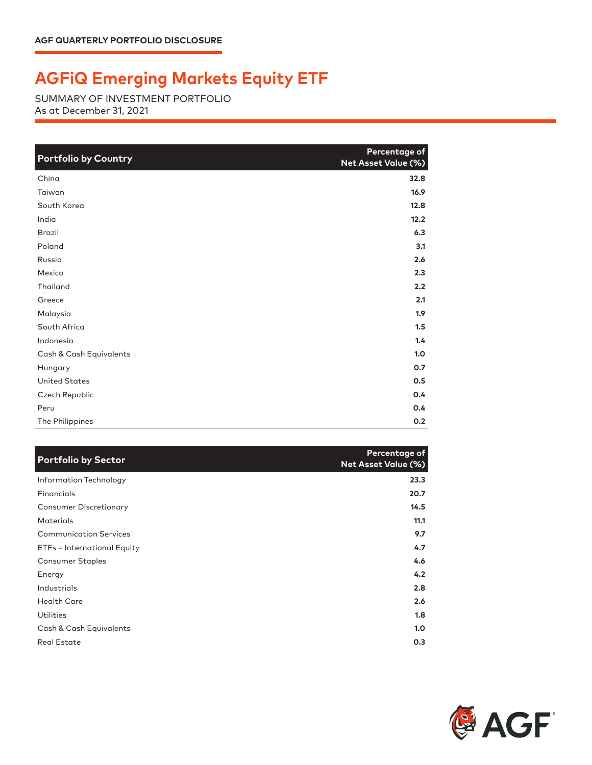AGF QUARTERLY PORTFOLIO DISCLOSURE

# AGFiQ Emerging Markets Equity ETF

SUMMARY OF INVESTMENT PORTFOLIO
As at December 31, 2021

| Portfolio by Country | Percentage of Net Asset Value (%) |
|---|---|
| China | **32.8** |
| Taiwan | **16.9** |
| South Korea | **12.8** |
| India | **12.2** |
| Brazil | **6.3** |
| Poland | **3.1** |
| Russia | **2.6** |
| Mexico | **2.3** |
| Thailand | **2.2** |
| Greece | **2.1** |
| Malaysia | **1.9** |
| South Africa | **1.5** |
| Indonesia | **1.4** |
| Cash & Cash Equivalents | **1.0** |
| Hungary | **0.7** |
| United States | **0.5** |
| Czech Republic | **0.4** |
| Peru | **0.4** |
| The Philippines | **0.2** |

| Portfolio by Sector | Percentage of Net Asset Value (%) |
|---|---|
| Information Technology | **23.3** |
| Financials | **20.7** |
| Consumer Discretionary | **14.5** |
| Materials | **11.1** |
| Communication Services | **9.7** |
| ETFs – International Equity | **4.7** |
| Consumer Staples | **4.6** |
| Energy | **4.2** |
| Industrials | **2.8** |
| Health Care | **2.6** |
| Utilities | **1.8** |
| Cash & Cash Equivalents | **1.0** |
| Real Estate | **0.3** |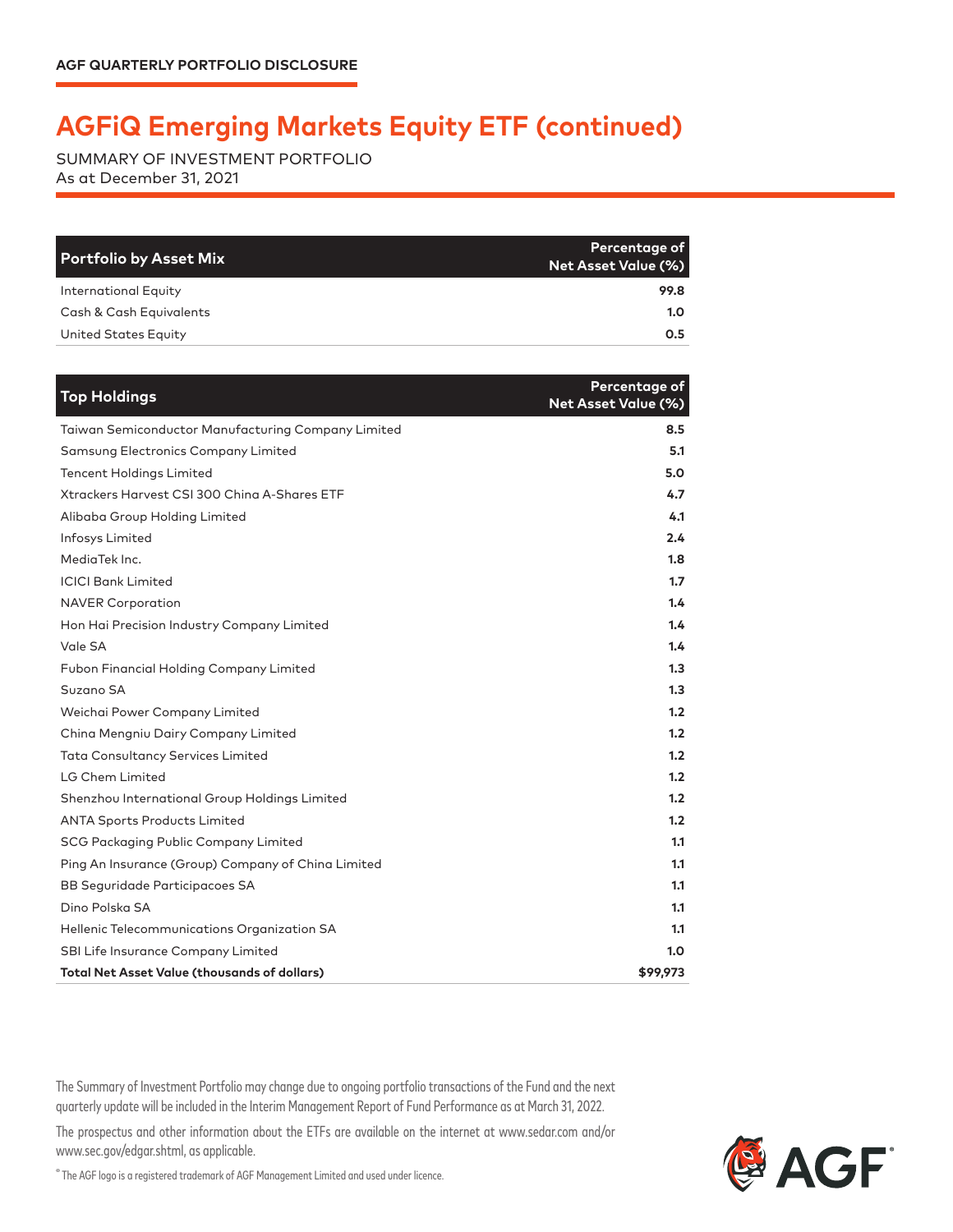AGF QUARTERLY PORTFOLIO DISCLOSURE

# AGFiQ Emerging Markets Equity ETF (continued)

SUMMARY OF INVESTMENT PORTFOLIO
As at December 31, 2021

| Portfolio by Asset Mix | Percentage of Net Asset Value (%) |
|---|---|
| International Equity | 99.8 |
| Cash & Cash Equivalents | 1.0 |
| United States Equity | 0.5 |

| Top Holdings | Percentage of Net Asset Value (%) |
|---|---|
| Taiwan Semiconductor Manufacturing Company Limited | 8.5 |
| Samsung Electronics Company Limited | 5.1 |
| Tencent Holdings Limited | 5.0 |
| Xtrackers Harvest CSI 300 China A-Shares ETF | 4.7 |
| Alibaba Group Holding Limited | 4.1 |
| Infosys Limited | 2.4 |
| MediaTek Inc. | 1.8 |
| ICICI Bank Limited | 1.7 |
| NAVER Corporation | 1.4 |
| Hon Hai Precision Industry Company Limited | 1.4 |
| Vale SA | 1.4 |
| Fubon Financial Holding Company Limited | 1.3 |
| Suzano SA | 1.3 |
| Weichai Power Company Limited | 1.2 |
| China Mengniu Dairy Company Limited | 1.2 |
| Tata Consultancy Services Limited | 1.2 |
| LG Chem Limited | 1.2 |
| Shenzhou International Group Holdings Limited | 1.2 |
| ANTA Sports Products Limited | 1.2 |
| SCG Packaging Public Company Limited | 1.1 |
| Ping An Insurance (Group) Company of China Limited | 1.1 |
| BB Seguridade Participacoes SA | 1.1 |
| Dino Polska SA | 1.1 |
| Hellenic Telecommunications Organization SA | 1.1 |
| SBI Life Insurance Company Limited | 1.0 |
| **Total Net Asset Value (thousands of dollars)** | **$99,973** |

The Summary of Investment Portfolio may change due to ongoing portfolio transactions of the Fund and the next quarterly update will be included in the Interim Management Report of Fund Performance as at March 31, 2022.

The prospectus and other information about the ETFs are available on the internet at www.sedar.com and/or www.sec.gov/edgar.shtml, as applicable.

® The AGF logo is a registered trademark of AGF Management Limited and used under licence.